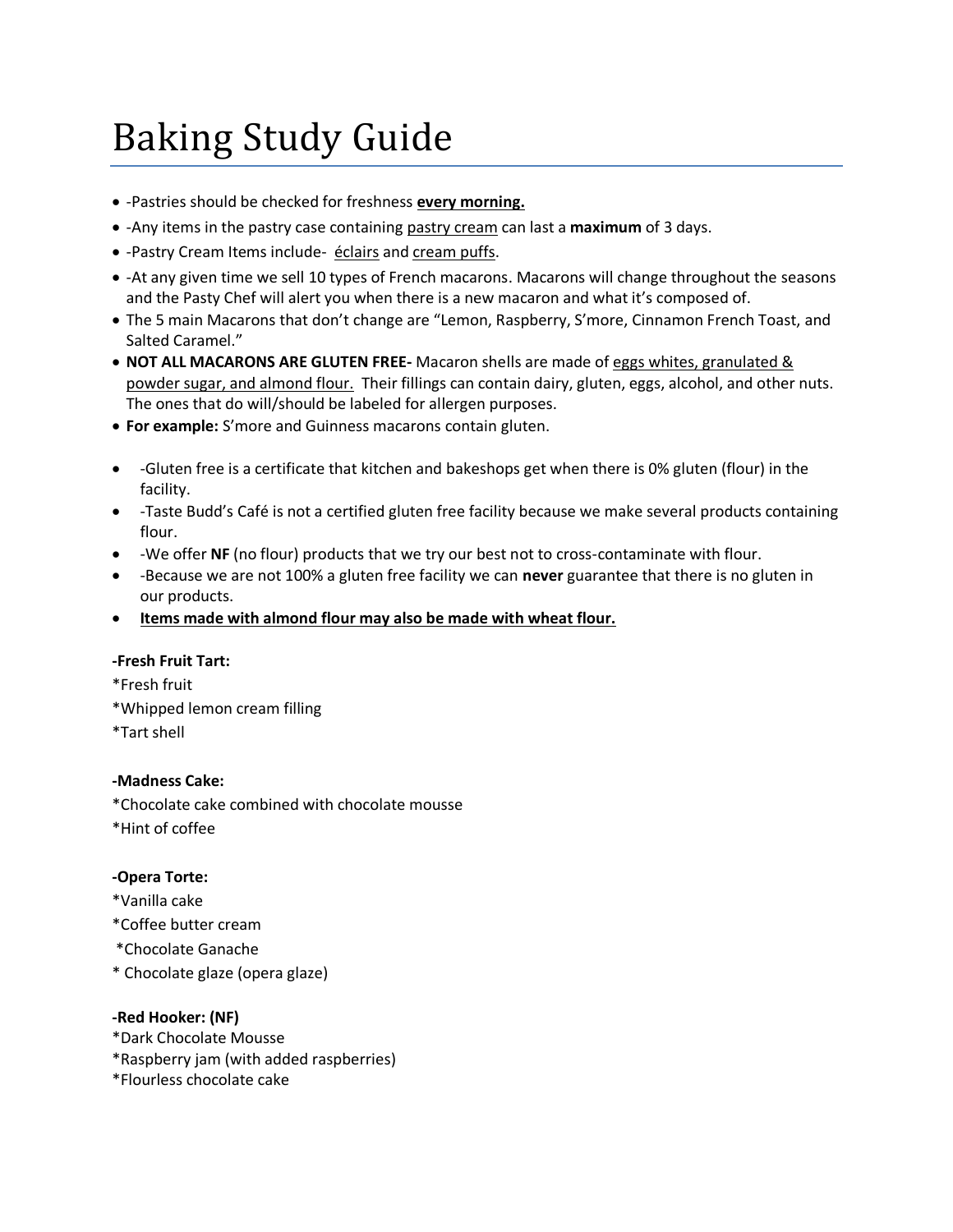# Baking Study Guide

- -Pastries should be checked for freshness **every morning.**
- -Any items in the pastry case containing pastry cream can last a **maximum** of 3 days.
- -Pastry Cream Items include- éclairs and cream puffs.
- -At any given time we sell 10 types of French macarons. Macarons will change throughout the seasons and the Pasty Chef will alert you when there is a new macaron and what it's composed of.
- The 5 main Macarons that don't change are "Lemon, Raspberry, S'more, Cinnamon French Toast, and Salted Caramel."
- **NOT ALL MACARONS ARE GLUTEN FREE-** Macaron shells are made of eggs whites, granulated & powder sugar, and almond flour. Their fillings can contain dairy, gluten, eggs, alcohol, and other nuts. The ones that do will/should be labeled for allergen purposes.
- **For example:** S'more and Guinness macarons contain gluten.

- -Gluten free is a certificate that kitchen and bakeshops get when there is 0% gluten (flour) in the facility.
- -Taste Budd's Café is not a certified gluten free facility because we make several products containing flour.
- -We offer **NF** (no flour) products that we try our best not to cross-contaminate with flour.
- -Because we are not 100% a gluten free facility we can **never** guarantee that there is no gluten in our products.
- **Items made with almond flour may also be made with wheat flour.**

**-Fresh Fruit Tart:**

*Fresh fruit

*Whipped lemon cream filling

*Tart shell

**-Madness Cake:**

*Chocolate cake combined with chocolate mousse

*Hint of coffee

**-Opera Torte:**

*Vanilla cake

*Coffee butter cream

*Chocolate Ganache

* Chocolate glaze (opera glaze)

**-Red Hooker: (NF)**

*Dark Chocolate Mousse

*Raspberry jam (with added raspberries)

*Flourless chocolate cake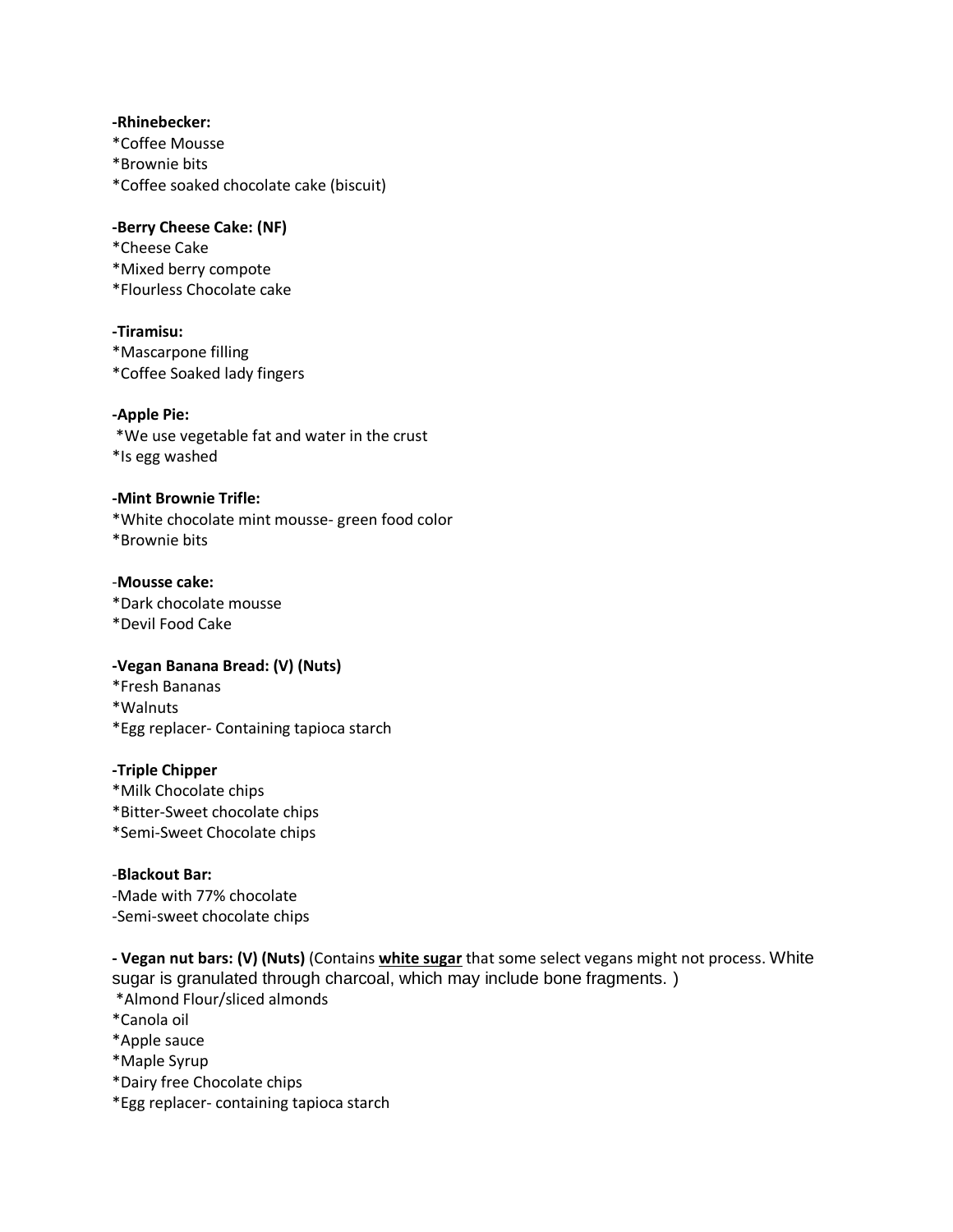**-Rhinebecker:**
*Coffee Mousse
*Brownie bits
*Coffee soaked chocolate cake (biscuit)

**-Berry Cheese Cake: (NF)**
*Cheese Cake
*Mixed berry compote
*Flourless Chocolate cake

**-Tiramisu:**
*Mascarpone filling
*Coffee Soaked lady fingers

**-Apple Pie:**
*We use vegetable fat and water in the crust
*Is egg washed

**-Mint Brownie Trifle:**
*White chocolate mint mousse- green food color
*Brownie bits

-**Mousse cake:**
*Dark chocolate mousse
*Devil Food Cake

**-Vegan Banana Bread: (V) (Nuts)**
*Fresh Bananas
*Walnuts
*Egg replacer- Containing tapioca starch

**-Triple Chipper**
*Milk Chocolate chips
*Bitter-Sweet chocolate chips
*Semi-Sweet Chocolate chips

-**Blackout Bar:**
-Made with 77% chocolate
-Semi-sweet chocolate chips

**- Vegan nut bars: (V) (Nuts)** (Contains **<u>white sugar</u>** that some select vegans might not process. White sugar is granulated through charcoal, which may include bone fragments. )
*Almond Flour/sliced almonds
*Canola oil
*Apple sauce
*Maple Syrup
*Dairy free Chocolate chips
*Egg replacer- containing tapioca starch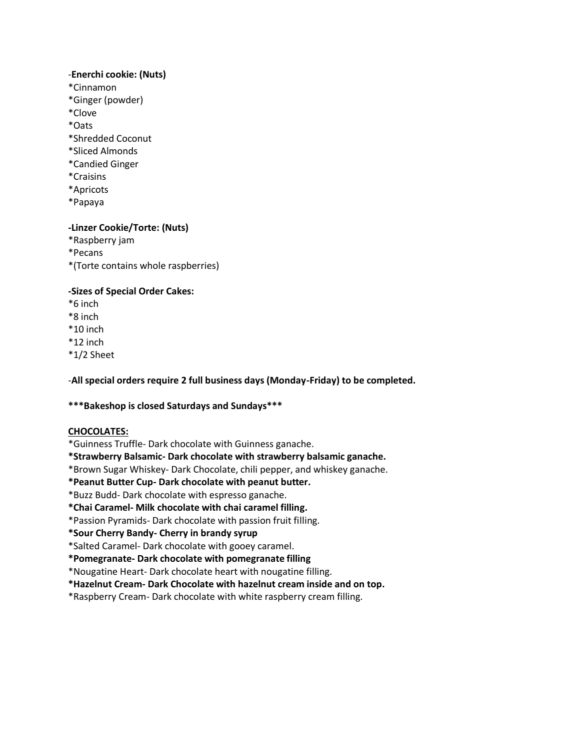-**Enerchi cookie: (Nuts)**
*Cinnamon
*Ginger (powder)
*Clove
*Oats
*Shredded Coconut
*Sliced Almonds
*Candied Ginger
*Craisins
*Apricots
*Papaya

**-Linzer Cookie/Torte: (Nuts)**
*Raspberry jam
*Pecans
*(Torte contains whole raspberries)

**-Sizes of Special Order Cakes:**
*6 inch
*8 inch
*10 inch
*12 inch
*1/2 Sheet

-**All special orders require 2 full business days (Monday-Friday) to be completed.**

**\*\*\*Bakeshop is closed Saturdays and Sundays\*\*\***

**<u>CHOCOLATES:</u>**
*Guinness Truffle- Dark chocolate with Guinness ganache.
**\*Strawberry Balsamic- Dark chocolate with strawberry balsamic ganache.**
*Brown Sugar Whiskey- Dark Chocolate, chili pepper, and whiskey ganache.
**\*Peanut Butter Cup- Dark chocolate with peanut butter.**
*Buzz Budd- Dark chocolate with espresso ganache.
**\*Chai Caramel- Milk chocolate with chai caramel filling.**
*Passion Pyramids- Dark chocolate with passion fruit filling.
**\*Sour Cherry Bandy- Cherry in brandy syrup**
*Salted Caramel- Dark chocolate with gooey caramel.
**\*Pomegranate- Dark chocolate with pomegranate filling**
*Nougatine Heart- Dark chocolate heart with nougatine filling.
**\*Hazelnut Cream- Dark Chocolate with hazelnut cream inside and on top.**
*Raspberry Cream- Dark chocolate with white raspberry cream filling.